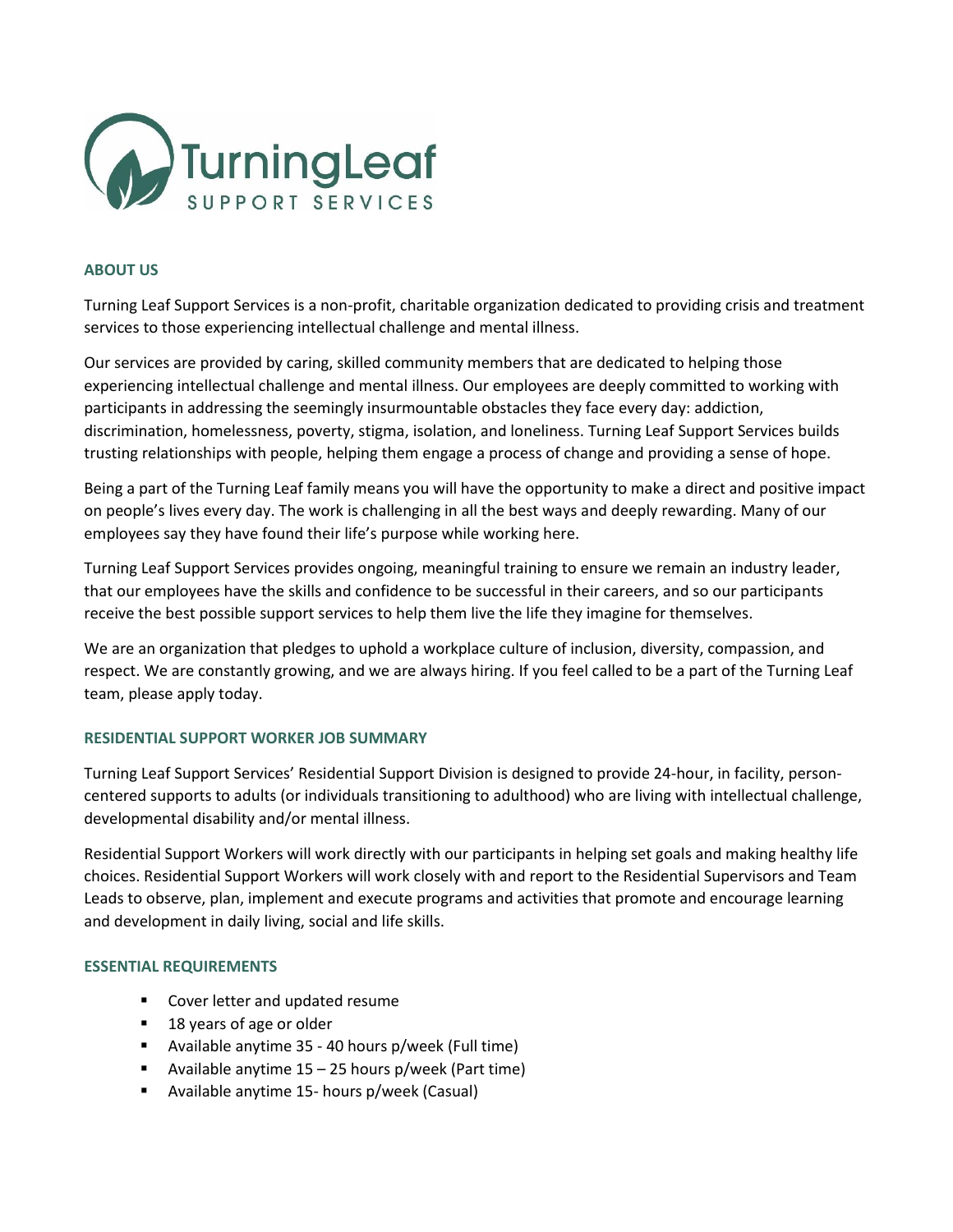TurningLeaf
SUPPORT SERVICES

## ABOUT US

Turning Leaf Support Services is a non-profit, charitable organization dedicated to providing crisis and treatment services to those experiencing intellectual challenge and mental illness.

Our services are provided by caring, skilled community members that are dedicated to helping those experiencing intellectual challenge and mental illness. Our employees are deeply committed to working with participants in addressing the seemingly insurmountable obstacles they face every day: addiction, discrimination, homelessness, poverty, stigma, isolation, and loneliness. Turning Leaf Support Services builds trusting relationships with people, helping them engage a process of change and providing a sense of hope.

Being a part of the Turning Leaf family means you will have the opportunity to make a direct and positive impact on people's lives every day. The work is challenging in all the best ways and deeply rewarding. Many of our employees say they have found their life's purpose while working here.

Turning Leaf Support Services provides ongoing, meaningful training to ensure we remain an industry leader, that our employees have the skills and confidence to be successful in their careers, and so our participants receive the best possible support services to help them live the life they imagine for themselves.

We are an organization that pledges to uphold a workplace culture of inclusion, diversity, compassion, and respect. We are constantly growing, and we are always hiring. If you feel called to be a part of the Turning Leaf team, please apply today.

## RESIDENTIAL SUPPORT WORKER JOB SUMMARY

Turning Leaf Support Services' Residential Support Division is designed to provide 24-hour, in facility, person-centered supports to adults (or individuals transitioning to adulthood) who are living with intellectual challenge, developmental disability and/or mental illness.

Residential Support Workers will work directly with our participants in helping set goals and making healthy life choices. Residential Support Workers will work closely with and report to the Residential Supervisors and Team Leads to observe, plan, implement and execute programs and activities that promote and encourage learning and development in daily living, social and life skills.

## ESSENTIAL REQUIREMENTS

- Cover letter and updated resume
- 18 years of age or older
- Available anytime 35 - 40 hours p/week (Full time)
- Available anytime 15 – 25 hours p/week (Part time)
- Available anytime 15- hours p/week (Casual)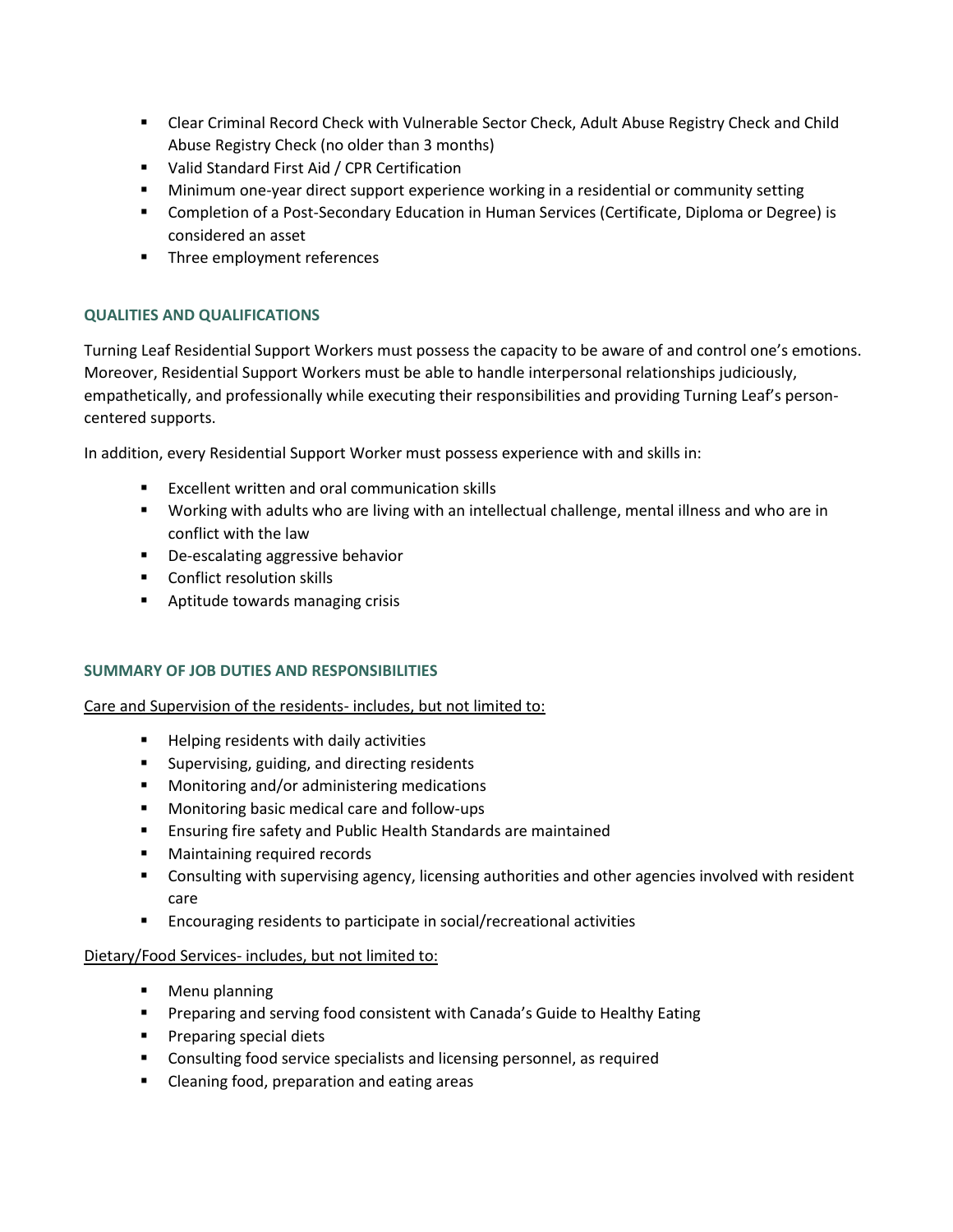- Clear Criminal Record Check with Vulnerable Sector Check, Adult Abuse Registry Check and Child Abuse Registry Check (no older than 3 months)
- Valid Standard First Aid / CPR Certification
- Minimum one-year direct support experience working in a residential or community setting
- Completion of a Post-Secondary Education in Human Services (Certificate, Diploma or Degree) is considered an asset
- Three employment references

## QUALITIES AND QUALIFICATIONS

Turning Leaf Residential Support Workers must possess the capacity to be aware of and control one's emotions. Moreover, Residential Support Workers must be able to handle interpersonal relationships judiciously, empathetically, and professionally while executing their responsibilities and providing Turning Leaf's person-centered supports.

In addition, every Residential Support Worker must possess experience with and skills in:

- Excellent written and oral communication skills
- Working with adults who are living with an intellectual challenge, mental illness and who are in conflict with the law
- De-escalating aggressive behavior
- Conflict resolution skills
- Aptitude towards managing crisis

## SUMMARY OF JOB DUTIES AND RESPONSIBILITIES

<u>Care and Supervision of the residents- includes, but not limited to:</u>

- Helping residents with daily activities
- Supervising, guiding, and directing residents
- Monitoring and/or administering medications
- Monitoring basic medical care and follow-ups
- Ensuring fire safety and Public Health Standards are maintained
- Maintaining required records
- Consulting with supervising agency, licensing authorities and other agencies involved with resident care
- Encouraging residents to participate in social/recreational activities

<u>Dietary/Food Services- includes, but not limited to:</u>

- Menu planning
- Preparing and serving food consistent with Canada's Guide to Healthy Eating
- Preparing special diets
- Consulting food service specialists and licensing personnel, as required
- Cleaning food, preparation and eating areas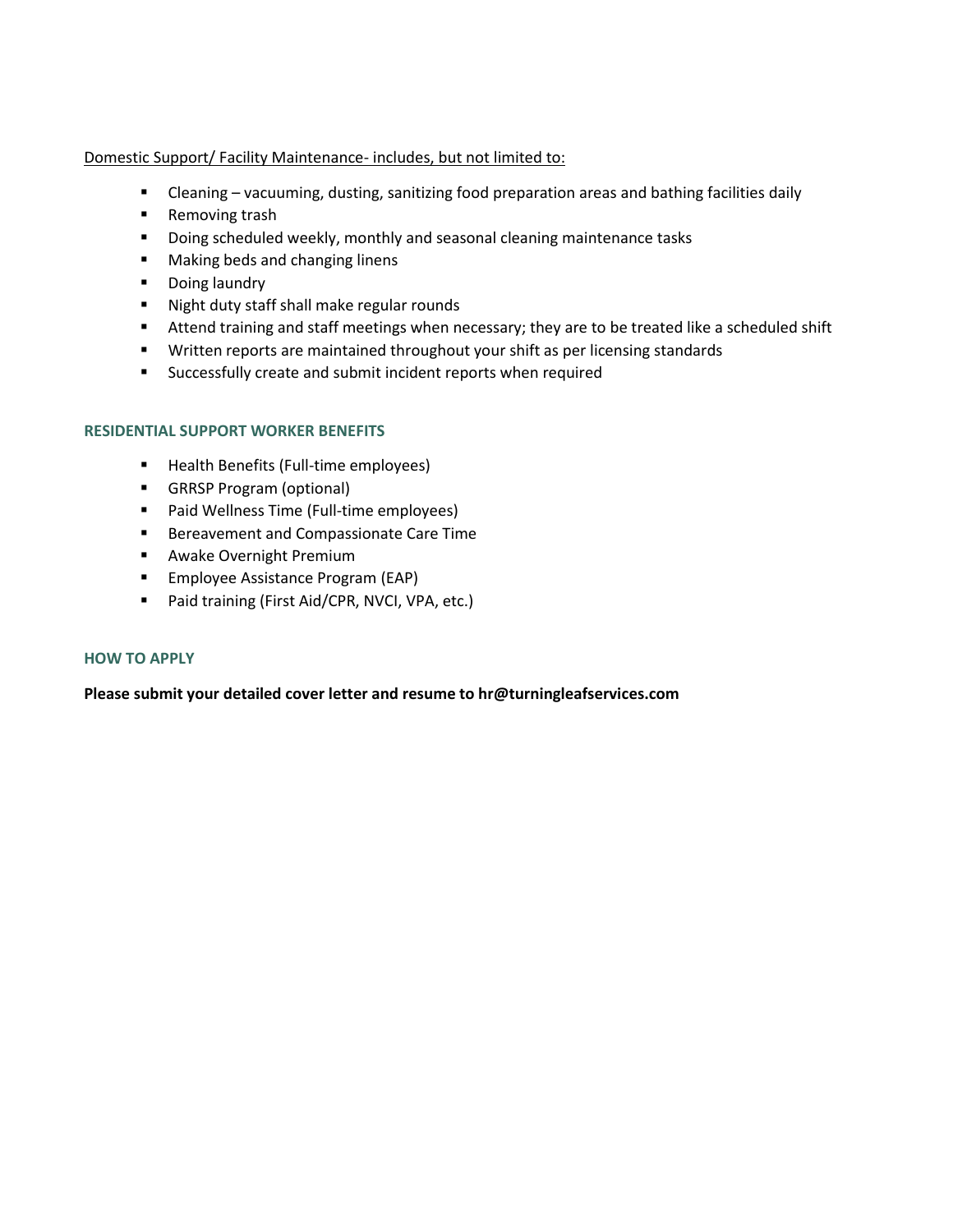Domestic Support/ Facility Maintenance- includes, but not limited to:

- Cleaning – vacuuming, dusting, sanitizing food preparation areas and bathing facilities daily
- Removing trash
- Doing scheduled weekly, monthly and seasonal cleaning maintenance tasks
- Making beds and changing linens
- Doing laundry
- Night duty staff shall make regular rounds
- Attend training and staff meetings when necessary; they are to be treated like a scheduled shift
- Written reports are maintained throughout your shift as per licensing standards
- Successfully create and submit incident reports when required

## RESIDENTIAL SUPPORT WORKER BENEFITS

- Health Benefits (Full-time employees)
- GRRSP Program (optional)
- Paid Wellness Time (Full-time employees)
- Bereavement and Compassionate Care Time
- Awake Overnight Premium
- Employee Assistance Program (EAP)
- Paid training (First Aid/CPR, NVCI, VPA, etc.)

## HOW TO APPLY

**Please submit your detailed cover letter and resume to hr@turningleafservices.com**